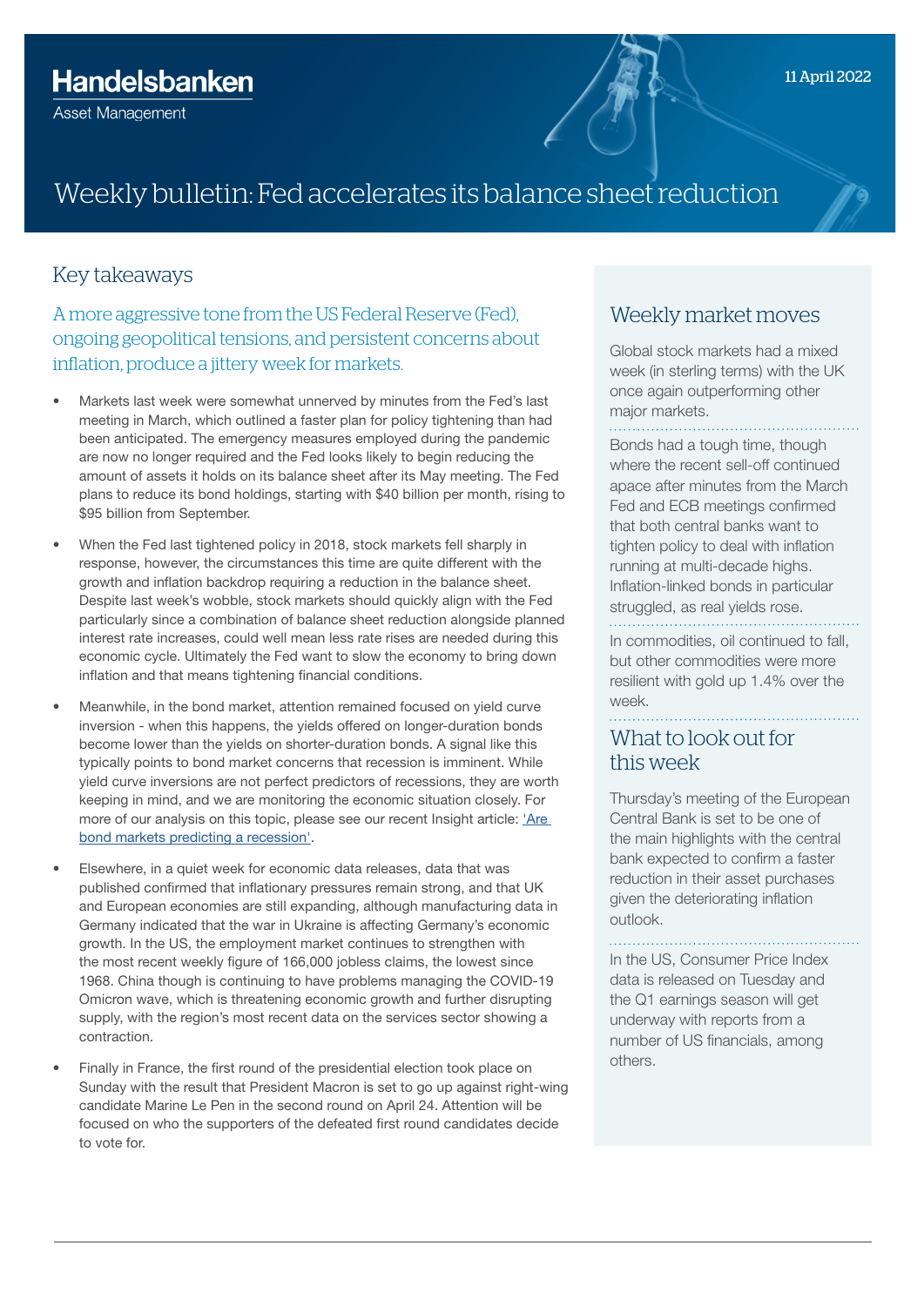Handelsbanken

Asset Management

11 April 2022

# Weekly bulletin: Fed accelerates its balance sheet reduction

## Key takeaways

### A more aggressive tone from the US Federal Reserve (Fed), ongoing geopolitical tensions, and persistent concerns about inflation, produce a jittery week for markets.

- Markets last week were somewhat unnerved by minutes from the Fed's last meeting in March, which outlined a faster plan for policy tightening than had been anticipated. The emergency measures employed during the pandemic are now no longer required and the Fed looks likely to begin reducing the amount of assets it holds on its balance sheet after its May meeting. The Fed plans to reduce its bond holdings, starting with $40 billion per month, rising to $95 billion from September.
- When the Fed last tightened policy in 2018, stock markets fell sharply in response, however, the circumstances this time are quite different with the growth and inflation backdrop requiring a reduction in the balance sheet. Despite last week's wobble, stock markets should quickly align with the Fed particularly since a combination of balance sheet reduction alongside planned interest rate increases, could well mean less rate rises are needed during this economic cycle. Ultimately the Fed want to slow the economy to bring down inflation and that means tightening financial conditions.
- Meanwhile, in the bond market, attention remained focused on yield curve inversion - when this happens, the yields offered on longer-duration bonds become lower than the yields on shorter-duration bonds. A signal like this typically points to bond market concerns that recession is imminent. While yield curve inversions are not perfect predictors of recessions, they are worth keeping in mind, and we are monitoring the economic situation closely. For more of our analysis on this topic, please see our recent Insight article: 'Are bond markets predicting a recession'.
- Elsewhere, in a quiet week for economic data releases, data that was published confirmed that inflationary pressures remain strong, and that UK and European economies are still expanding, although manufacturing data in Germany indicated that the war in Ukraine is affecting Germany's economic growth. In the US, the employment market continues to strengthen with the most recent weekly figure of 166,000 jobless claims, the lowest since 1968. China though is continuing to have problems managing the COVID-19 Omicron wave, which is threatening economic growth and further disrupting supply, with the region's most recent data on the services sector showing a contraction.
- Finally in France, the first round of the presidential election took place on Sunday with the result that President Macron is set to go up against right-wing candidate Marine Le Pen in the second round on April 24. Attention will be focused on who the supporters of the defeated first round candidates decide to vote for.

## Weekly market moves

Global stock markets had a mixed week (in sterling terms) with the UK once again outperforming other major markets.

Bonds had a tough time, though where the recent sell-off continued apace after minutes from the March Fed and ECB meetings confirmed that both central banks want to tighten policy to deal with inflation running at multi-decade highs. Inflation-linked bonds in particular struggled, as real yields rose.

In commodities, oil continued to fall, but other commodities were more resilient with gold up 1.4% over the week.

## What to look out for this week

Thursday's meeting of the European Central Bank is set to be one of the main highlights with the central bank expected to confirm a faster reduction in their asset purchases given the deteriorating inflation outlook.

In the US, Consumer Price Index data is released on Tuesday and the Q1 earnings season will get underway with reports from a number of US financials, among others.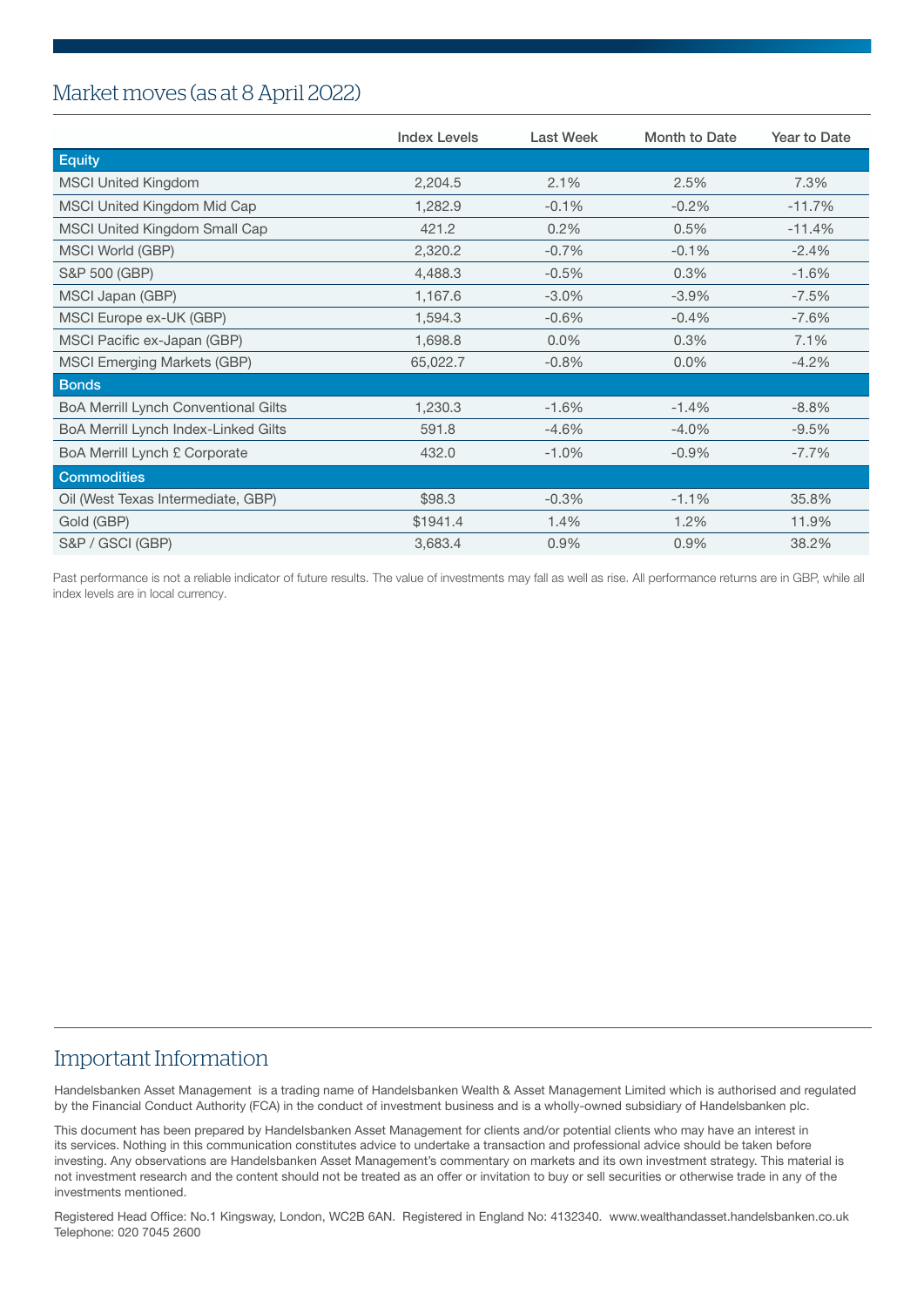## Market moves (as at 8 April 2022)

| | Index Levels | Last Week | Month to Date | Year to Date |
|---|---|---|---|---|
| **Equity** | | | | |
| MSCI United Kingdom | 2,204.5 | 2.1% | 2.5% | 7.3% |
| MSCI United Kingdom Mid Cap | 1,282.9 | -0.1% | -0.2% | -11.7% |
| MSCI United Kingdom Small Cap | 421.2 | 0.2% | 0.5% | -11.4% |
| MSCI World (GBP) | 2,320.2 | -0.7% | -0.1% | -2.4% |
| S&P 500 (GBP) | 4,488.3 | -0.5% | 0.3% | -1.6% |
| MSCI Japan (GBP) | 1,167.6 | -3.0% | -3.9% | -7.5% |
| MSCI Europe ex-UK (GBP) | 1,594.3 | -0.6% | -0.4% | -7.6% |
| MSCI Pacific ex-Japan (GBP) | 1,698.8 | 0.0% | 0.3% | 7.1% |
| MSCI Emerging Markets (GBP) | 65,022.7 | -0.8% | 0.0% | -4.2% |
| **Bonds** | | | | |
| BoA Merrill Lynch Conventional Gilts | 1,230.3 | -1.6% | -1.4% | -8.8% |
| BoA Merrill Lynch Index-Linked Gilts | 591.8 | -4.6% | -4.0% | -9.5% |
| BoA Merrill Lynch £ Corporate | 432.0 | -1.0% | -0.9% | -7.7% |
| **Commodities** | | | | |
| Oil (West Texas Intermediate, GBP) | $98.3 | -0.3% | -1.1% | 35.8% |
| Gold (GBP) | $1941.4 | 1.4% | 1.2% | 11.9% |
| S&P / GSCI (GBP) | 3,683.4 | 0.9% | 0.9% | 38.2% |

Past performance is not a reliable indicator of future results. The value of investments may fall as well as rise. All performance returns are in GBP, while all index levels are in local currency.

## Important Information

Handelsbanken Asset Management is a trading name of Handelsbanken Wealth & Asset Management Limited which is authorised and regulated by the Financial Conduct Authority (FCA) in the conduct of investment business and is a wholly-owned subsidiary of Handelsbanken plc.

This document has been prepared by Handelsbanken Asset Management for clients and/or potential clients who may have an interest in its services. Nothing in this communication constitutes advice to undertake a transaction and professional advice should be taken before investing. Any observations are Handelsbanken Asset Management's commentary on markets and its own investment strategy. This material is not investment research and the content should not be treated as an offer or invitation to buy or sell securities or otherwise trade in any of the investments mentioned.

Registered Head Office: No.1 Kingsway, London, WC2B 6AN. Registered in England No: 4132340. www.wealthandasset.handelsbanken.co.uk
Telephone: 020 7045 2600